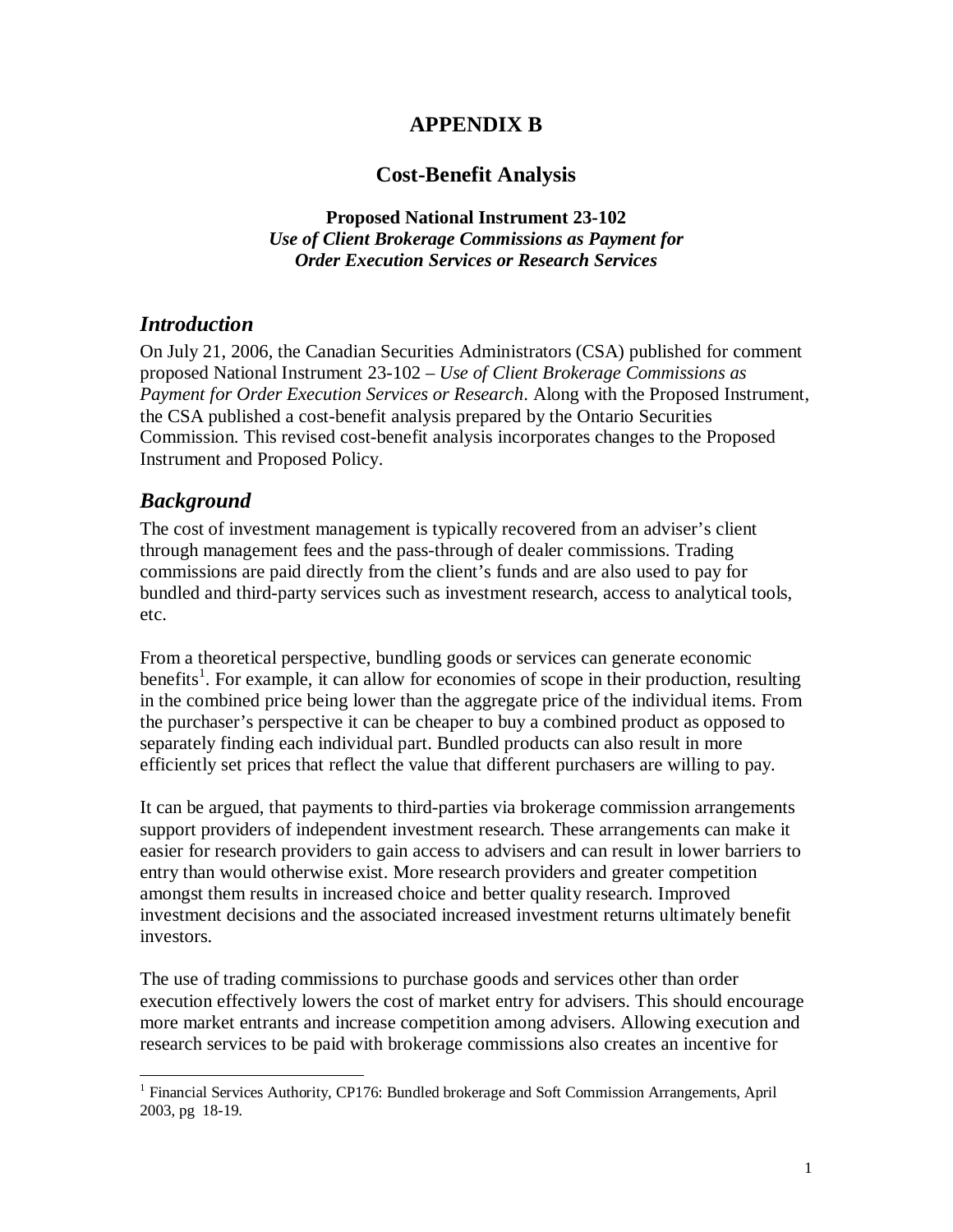# APPENDIX B

## Cost-Benefit Analysis

**Proposed National Instrument 23-102**
***Use of Client Brokerage Commissions as Payment for Order Execution Services or Research Services***

### *Introduction*

On July 21, 2006, the Canadian Securities Administrators (CSA) published for comment proposed National Instrument 23-102 – *Use of Client Brokerage Commissions as Payment for Order Execution Services or Research*. Along with the Proposed Instrument, the CSA published a cost-benefit analysis prepared by the Ontario Securities Commission. This revised cost-benefit analysis incorporates changes to the Proposed Instrument and Proposed Policy.

### *Background*

The cost of investment management is typically recovered from an adviser's client through management fees and the pass-through of dealer commissions. Trading commissions are paid directly from the client's funds and are also used to pay for bundled and third-party services such as investment research, access to analytical tools, etc.

From a theoretical perspective, bundling goods or services can generate economic benefits[1]. For example, it can allow for economies of scope in their production, resulting in the combined price being lower than the aggregate price of the individual items. From the purchaser's perspective it can be cheaper to buy a combined product as opposed to separately finding each individual part. Bundled products can also result in more efficiently set prices that reflect the value that different purchasers are willing to pay.

It can be argued, that payments to third-parties via brokerage commission arrangements support providers of independent investment research. These arrangements can make it easier for research providers to gain access to advisers and can result in lower barriers to entry than would otherwise exist. More research providers and greater competition amongst them results in increased choice and better quality research. Improved investment decisions and the associated increased investment returns ultimately benefit investors.

The use of trading commissions to purchase goods and services other than order execution effectively lowers the cost of market entry for advisers. This should encourage more market entrants and increase competition among advisers. Allowing execution and research services to be paid with brokerage commissions also creates an incentive for

[1] Financial Services Authority, CP176: Bundled brokerage and Soft Commission Arrangements, April 2003, pg 18-19.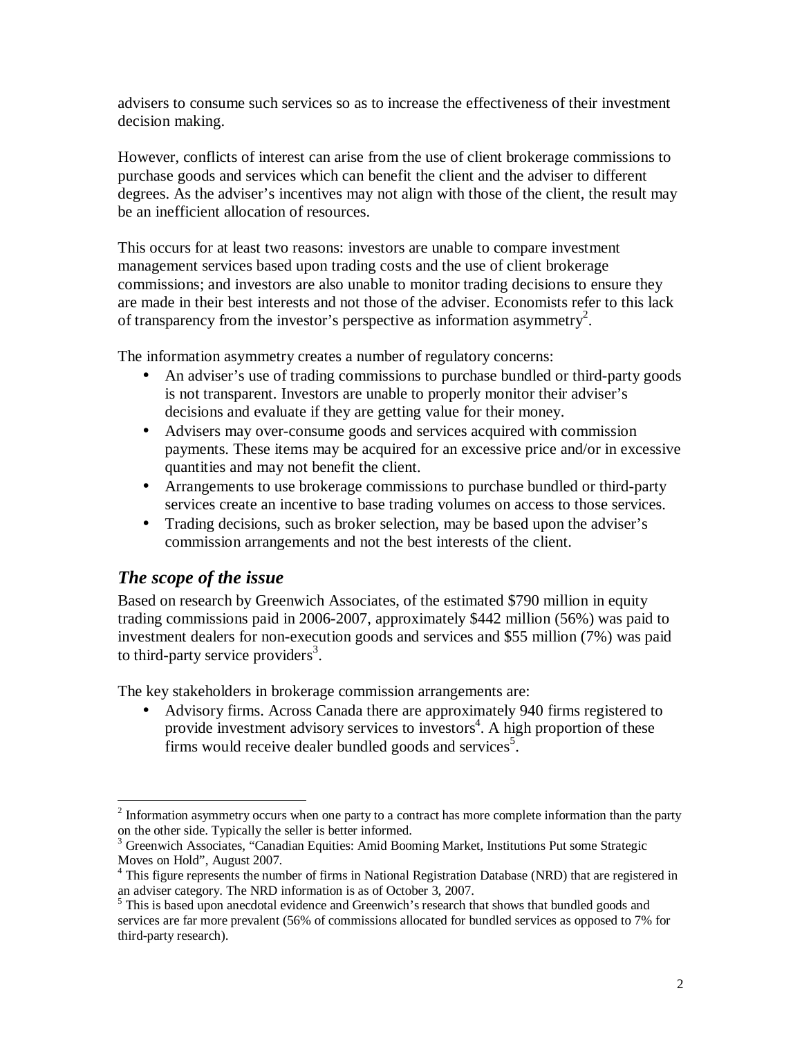advisers to consume such services so as to increase the effectiveness of their investment decision making.

However, conflicts of interest can arise from the use of client brokerage commissions to purchase goods and services which can benefit the client and the adviser to different degrees. As the adviser's incentives may not align with those of the client, the result may be an inefficient allocation of resources.

This occurs for at least two reasons: investors are unable to compare investment management services based upon trading costs and the use of client brokerage commissions; and investors are also unable to monitor trading decisions to ensure they are made in their best interests and not those of the adviser. Economists refer to this lack of transparency from the investor's perspective as information asymmetry[2].

The information asymmetry creates a number of regulatory concerns:

- An adviser's use of trading commissions to purchase bundled or third-party goods is not transparent. Investors are unable to properly monitor their adviser's decisions and evaluate if they are getting value for their money.
- Advisers may over-consume goods and services acquired with commission payments. These items may be acquired for an excessive price and/or in excessive quantities and may not benefit the client.
- Arrangements to use brokerage commissions to purchase bundled or third-party services create an incentive to base trading volumes on access to those services.
- Trading decisions, such as broker selection, may be based upon the adviser's commission arrangements and not the best interests of the client.

## *The scope of the issue*

Based on research by Greenwich Associates, of the estimated $790 million in equity trading commissions paid in 2006-2007, approximately $442 million (56%) was paid to investment dealers for non-execution goods and services and $55 million (7%) was paid to third-party service providers[3].

The key stakeholders in brokerage commission arrangements are:

- Advisory firms. Across Canada there are approximately 940 firms registered to provide investment advisory services to investors[4]. A high proportion of these firms would receive dealer bundled goods and services[5].

---

[2] Information asymmetry occurs when one party to a contract has more complete information than the party on the other side. Typically the seller is better informed.

[3] Greenwich Associates, "Canadian Equities: Amid Booming Market, Institutions Put some Strategic Moves on Hold", August 2007.

[4] This figure represents the number of firms in National Registration Database (NRD) that are registered in an adviser category. The NRD information is as of October 3, 2007.

[5] This is based upon anecdotal evidence and Greenwich's research that shows that bundled goods and services are far more prevalent (56% of commissions allocated for bundled services as opposed to 7% for third-party research).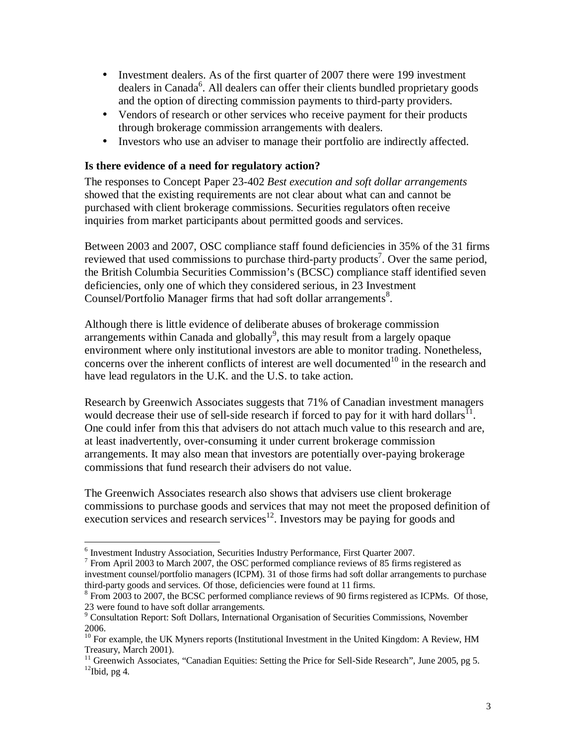- Investment dealers. As of the first quarter of 2007 there were 199 investment dealers in Canada[6]. All dealers can offer their clients bundled proprietary goods and the option of directing commission payments to third-party providers.
- Vendors of research or other services who receive payment for their products through brokerage commission arrangements with dealers.
- Investors who use an adviser to manage their portfolio are indirectly affected.

### Is there evidence of a need for regulatory action?

The responses to Concept Paper 23-402 *Best execution and soft dollar arrangements* showed that the existing requirements are not clear about what can and cannot be purchased with client brokerage commissions. Securities regulators often receive inquiries from market participants about permitted goods and services.

Between 2003 and 2007, OSC compliance staff found deficiencies in 35% of the 31 firms reviewed that used commissions to purchase third-party products[7]. Over the same period, the British Columbia Securities Commission's (BCSC) compliance staff identified seven deficiencies, only one of which they considered serious, in 23 Investment Counsel/Portfolio Manager firms that had soft dollar arrangements[8].

Although there is little evidence of deliberate abuses of brokerage commission arrangements within Canada and globally[9], this may result from a largely opaque environment where only institutional investors are able to monitor trading. Nonetheless, concerns over the inherent conflicts of interest are well documented[10] in the research and have lead regulators in the U.K. and the U.S. to take action.

Research by Greenwich Associates suggests that 71% of Canadian investment managers would decrease their use of sell-side research if forced to pay for it with hard dollars[11]. One could infer from this that advisers do not attach much value to this research and are, at least inadvertently, over-consuming it under current brokerage commission arrangements. It may also mean that investors are potentially over-paying brokerage commissions that fund research their advisers do not value.

The Greenwich Associates research also shows that advisers use client brokerage commissions to purchase goods and services that may not meet the proposed definition of execution services and research services[12]. Investors may be paying for goods and

---

[6] Investment Industry Association, Securities Industry Performance, First Quarter 2007.

[7] From April 2003 to March 2007, the OSC performed compliance reviews of 85 firms registered as investment counsel/portfolio managers (ICPM). 31 of those firms had soft dollar arrangements to purchase third-party goods and services. Of those, deficiencies were found at 11 firms.

[8] From 2003 to 2007, the BCSC performed compliance reviews of 90 firms registered as ICPMs. Of those, 23 were found to have soft dollar arrangements.

[9] Consultation Report: Soft Dollars, International Organisation of Securities Commissions, November 2006.

[10] For example, the UK Myners reports (Institutional Investment in the United Kingdom: A Review, HM Treasury, March 2001).

[11] Greenwich Associates, "Canadian Equities: Setting the Price for Sell-Side Research", June 2005, pg 5.

[12] Ibid, pg 4.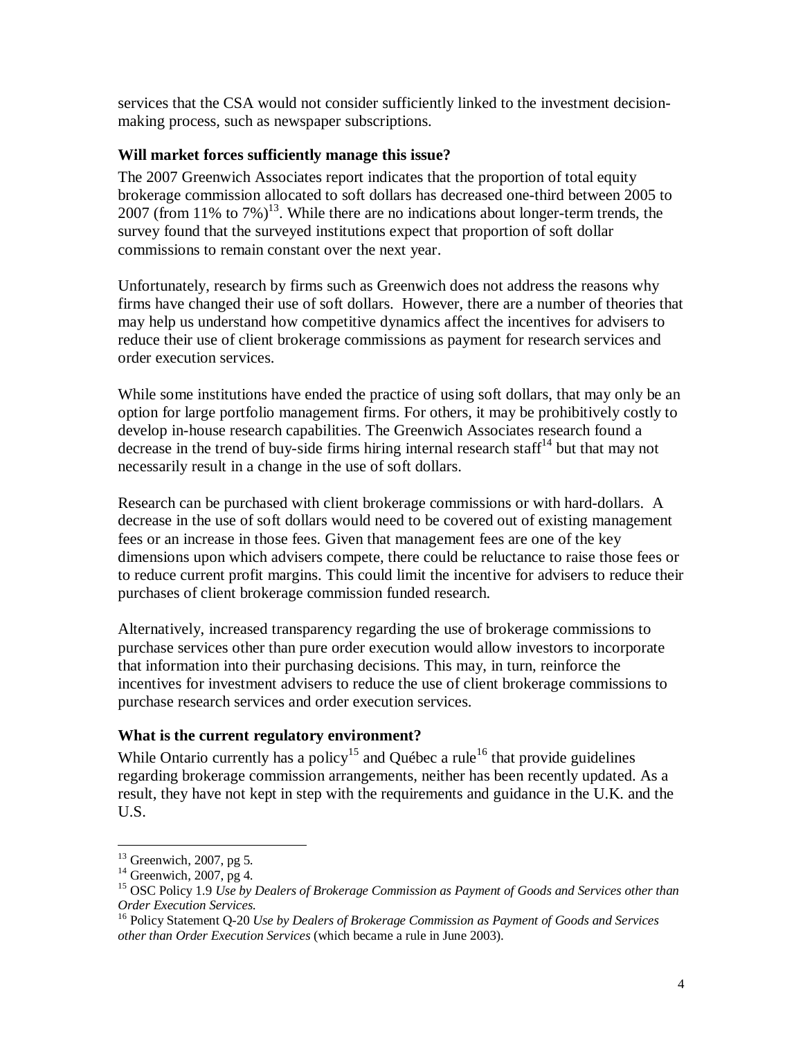services that the CSA would not consider sufficiently linked to the investment decision-making process, such as newspaper subscriptions.

### Will market forces sufficiently manage this issue?

The 2007 Greenwich Associates report indicates that the proportion of total equity brokerage commission allocated to soft dollars has decreased one-third between 2005 to 2007 (from 11% to 7%)[13]. While there are no indications about longer-term trends, the survey found that the surveyed institutions expect that proportion of soft dollar commissions to remain constant over the next year.

Unfortunately, research by firms such as Greenwich does not address the reasons why firms have changed their use of soft dollars. However, there are a number of theories that may help us understand how competitive dynamics affect the incentives for advisers to reduce their use of client brokerage commissions as payment for research services and order execution services.

While some institutions have ended the practice of using soft dollars, that may only be an option for large portfolio management firms. For others, it may be prohibitively costly to develop in-house research capabilities. The Greenwich Associates research found a decrease in the trend of buy-side firms hiring internal research staff[14] but that may not necessarily result in a change in the use of soft dollars.

Research can be purchased with client brokerage commissions or with hard-dollars. A decrease in the use of soft dollars would need to be covered out of existing management fees or an increase in those fees. Given that management fees are one of the key dimensions upon which advisers compete, there could be reluctance to raise those fees or to reduce current profit margins. This could limit the incentive for advisers to reduce their purchases of client brokerage commission funded research.

Alternatively, increased transparency regarding the use of brokerage commissions to purchase services other than pure order execution would allow investors to incorporate that information into their purchasing decisions. This may, in turn, reinforce the incentives for investment advisers to reduce the use of client brokerage commissions to purchase research services and order execution services.

### What is the current regulatory environment?

While Ontario currently has a policy[15] and Québec a rule[16] that provide guidelines regarding brokerage commission arrangements, neither has been recently updated. As a result, they have not kept in step with the requirements and guidance in the U.K. and the U.S.

---

[13] Greenwich, 2007, pg 5.

[14] Greenwich, 2007, pg 4.

[15] OSC Policy 1.9 *Use by Dealers of Brokerage Commission as Payment of Goods and Services other than Order Execution Services.*

[16] Policy Statement Q-20 *Use by Dealers of Brokerage Commission as Payment of Goods and Services other than Order Execution Services* (which became a rule in June 2003).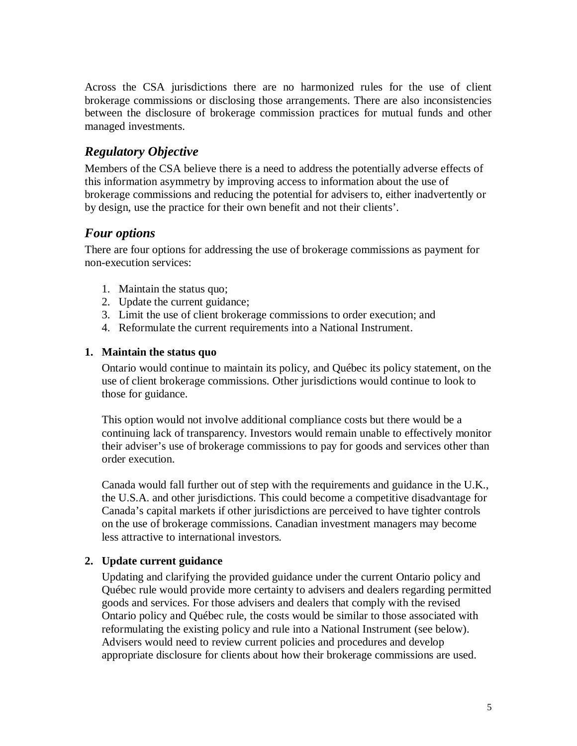Across the CSA jurisdictions there are no harmonized rules for the use of client brokerage commissions or disclosing those arrangements. There are also inconsistencies between the disclosure of brokerage commission practices for mutual funds and other managed investments.

## *Regulatory Objective*

Members of the CSA believe there is a need to address the potentially adverse effects of this information asymmetry by improving access to information about the use of brokerage commissions and reducing the potential for advisers to, either inadvertently or by design, use the practice for their own benefit and not their clients'.

## *Four options*

There are four options for addressing the use of brokerage commissions as payment for non-execution services:

1. Maintain the status quo;
2. Update the current guidance;
3. Limit the use of client brokerage commissions to order execution; and
4. Reformulate the current requirements into a National Instrument.

### 1. Maintain the status quo

Ontario would continue to maintain its policy, and Québec its policy statement, on the use of client brokerage commissions. Other jurisdictions would continue to look to those for guidance.

This option would not involve additional compliance costs but there would be a continuing lack of transparency. Investors would remain unable to effectively monitor their adviser's use of brokerage commissions to pay for goods and services other than order execution.

Canada would fall further out of step with the requirements and guidance in the U.K., the U.S.A. and other jurisdictions. This could become a competitive disadvantage for Canada's capital markets if other jurisdictions are perceived to have tighter controls on the use of brokerage commissions. Canadian investment managers may become less attractive to international investors.

### 2. Update current guidance

Updating and clarifying the provided guidance under the current Ontario policy and Québec rule would provide more certainty to advisers and dealers regarding permitted goods and services. For those advisers and dealers that comply with the revised Ontario policy and Québec rule, the costs would be similar to those associated with reformulating the existing policy and rule into a National Instrument (see below). Advisers would need to review current policies and procedures and develop appropriate disclosure for clients about how their brokerage commissions are used.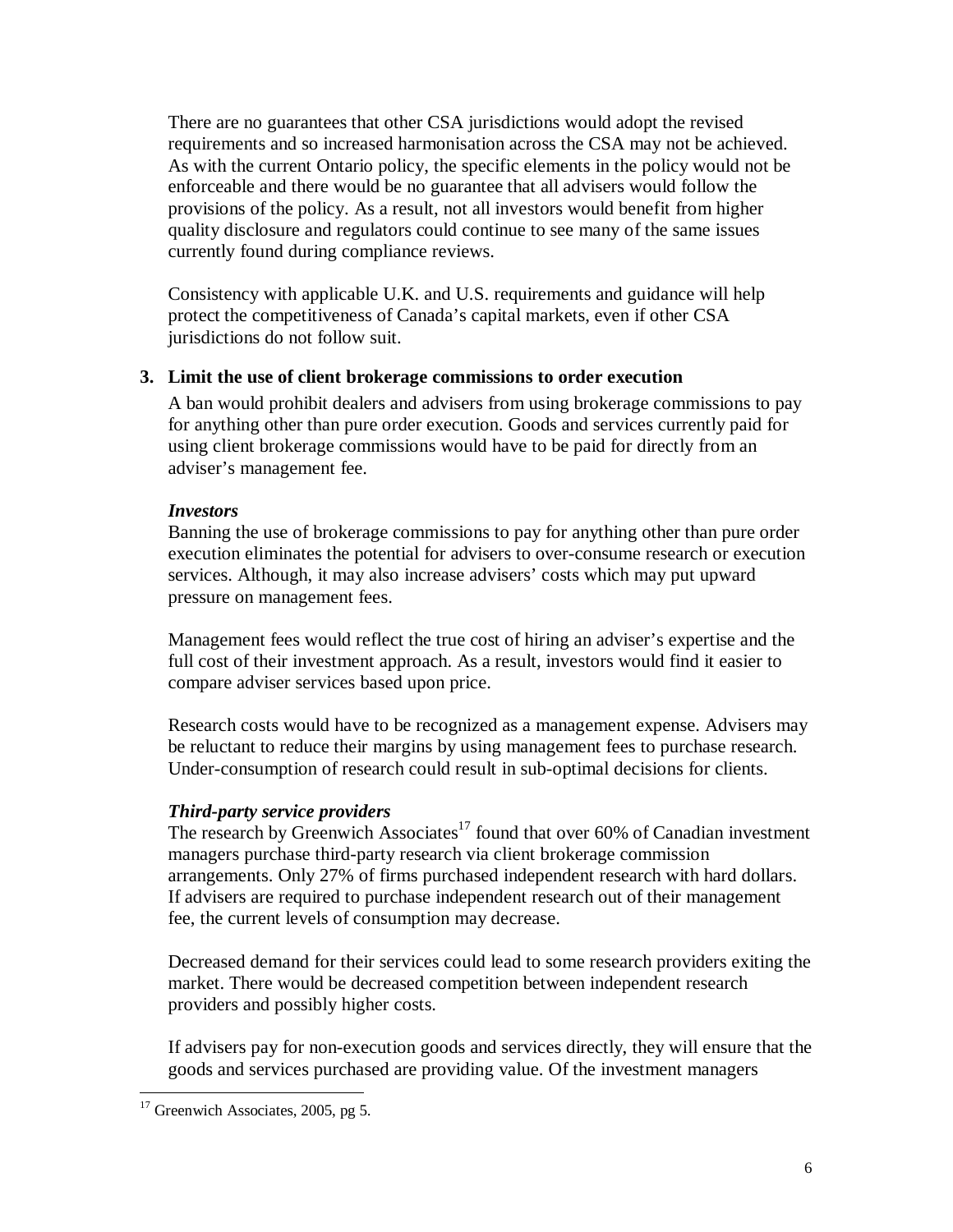There are no guarantees that other CSA jurisdictions would adopt the revised requirements and so increased harmonisation across the CSA may not be achieved. As with the current Ontario policy, the specific elements in the policy would not be enforceable and there would be no guarantee that all advisers would follow the provisions of the policy. As a result, not all investors would benefit from higher quality disclosure and regulators could continue to see many of the same issues currently found during compliance reviews.

Consistency with applicable U.K. and U.S. requirements and guidance will help protect the competitiveness of Canada's capital markets, even if other CSA jurisdictions do not follow suit.

### 3. Limit the use of client brokerage commissions to order execution

A ban would prohibit dealers and advisers from using brokerage commissions to pay for anything other than pure order execution. Goods and services currently paid for using client brokerage commissions would have to be paid for directly from an adviser's management fee.

***Investors***

Banning the use of brokerage commissions to pay for anything other than pure order execution eliminates the potential for advisers to over-consume research or execution services. Although, it may also increase advisers' costs which may put upward pressure on management fees.

Management fees would reflect the true cost of hiring an adviser's expertise and the full cost of their investment approach. As a result, investors would find it easier to compare adviser services based upon price.

Research costs would have to be recognized as a management expense. Advisers may be reluctant to reduce their margins by using management fees to purchase research. Under-consumption of research could result in sub-optimal decisions for clients.

***Third-party service providers***

The research by Greenwich Associates[17] found that over 60% of Canadian investment managers purchase third-party research via client brokerage commission arrangements. Only 27% of firms purchased independent research with hard dollars. If advisers are required to purchase independent research out of their management fee, the current levels of consumption may decrease.

Decreased demand for their services could lead to some research providers exiting the market. There would be decreased competition between independent research providers and possibly higher costs.

If advisers pay for non-execution goods and services directly, they will ensure that the goods and services purchased are providing value. Of the investment managers

[17] Greenwich Associates, 2005, pg 5.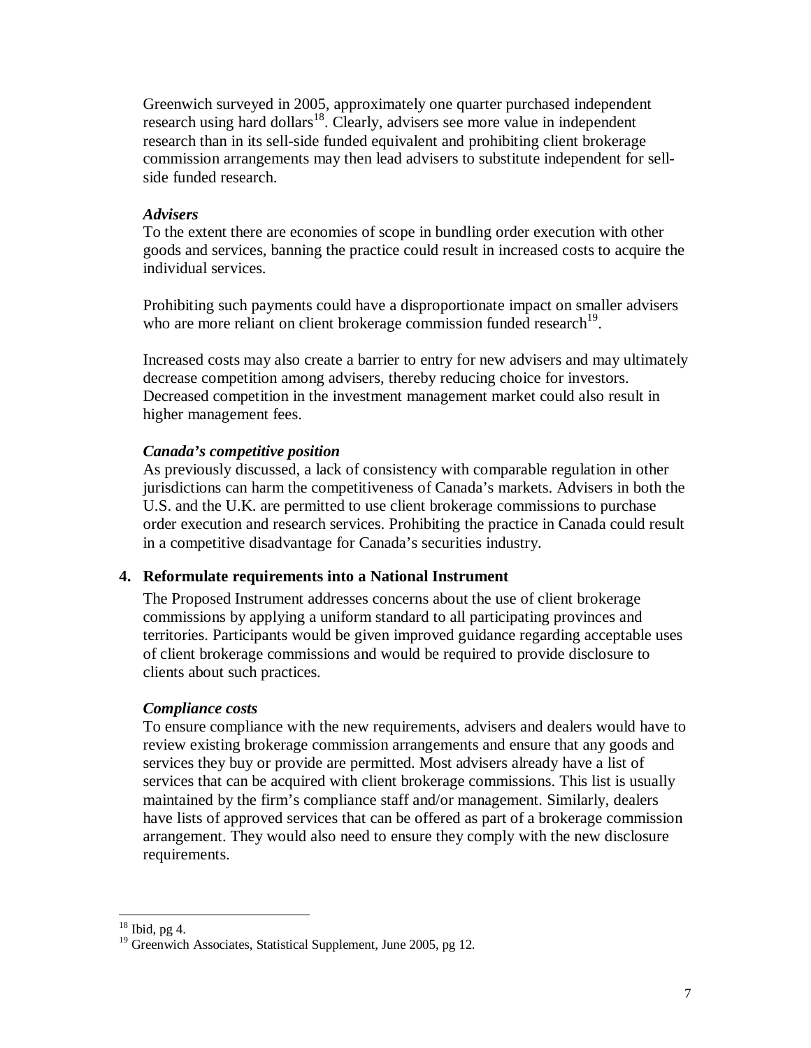Greenwich surveyed in 2005, approximately one quarter purchased independent research using hard dollars[18]. Clearly, advisers see more value in independent research than in its sell-side funded equivalent and prohibiting client brokerage commission arrangements may then lead advisers to substitute independent for sell-side funded research.

***Advisers***

To the extent there are economies of scope in bundling order execution with other goods and services, banning the practice could result in increased costs to acquire the individual services.

Prohibiting such payments could have a disproportionate impact on smaller advisers who are more reliant on client brokerage commission funded research[19].

Increased costs may also create a barrier to entry for new advisers and may ultimately decrease competition among advisers, thereby reducing choice for investors. Decreased competition in the investment management market could also result in higher management fees.

***Canada's competitive position***

As previously discussed, a lack of consistency with comparable regulation in other jurisdictions can harm the competitiveness of Canada's markets. Advisers in both the U.S. and the U.K. are permitted to use client brokerage commissions to purchase order execution and research services. Prohibiting the practice in Canada could result in a competitive disadvantage for Canada's securities industry.

**4. Reformulate requirements into a National Instrument**

The Proposed Instrument addresses concerns about the use of client brokerage commissions by applying a uniform standard to all participating provinces and territories. Participants would be given improved guidance regarding acceptable uses of client brokerage commissions and would be required to provide disclosure to clients about such practices.

***Compliance costs***

To ensure compliance with the new requirements, advisers and dealers would have to review existing brokerage commission arrangements and ensure that any goods and services they buy or provide are permitted. Most advisers already have a list of services that can be acquired with client brokerage commissions. This list is usually maintained by the firm's compliance staff and/or management. Similarly, dealers have lists of approved services that can be offered as part of a brokerage commission arrangement. They would also need to ensure they comply with the new disclosure requirements.

---

[18] Ibid, pg 4.

[19] Greenwich Associates, Statistical Supplement, June 2005, pg 12.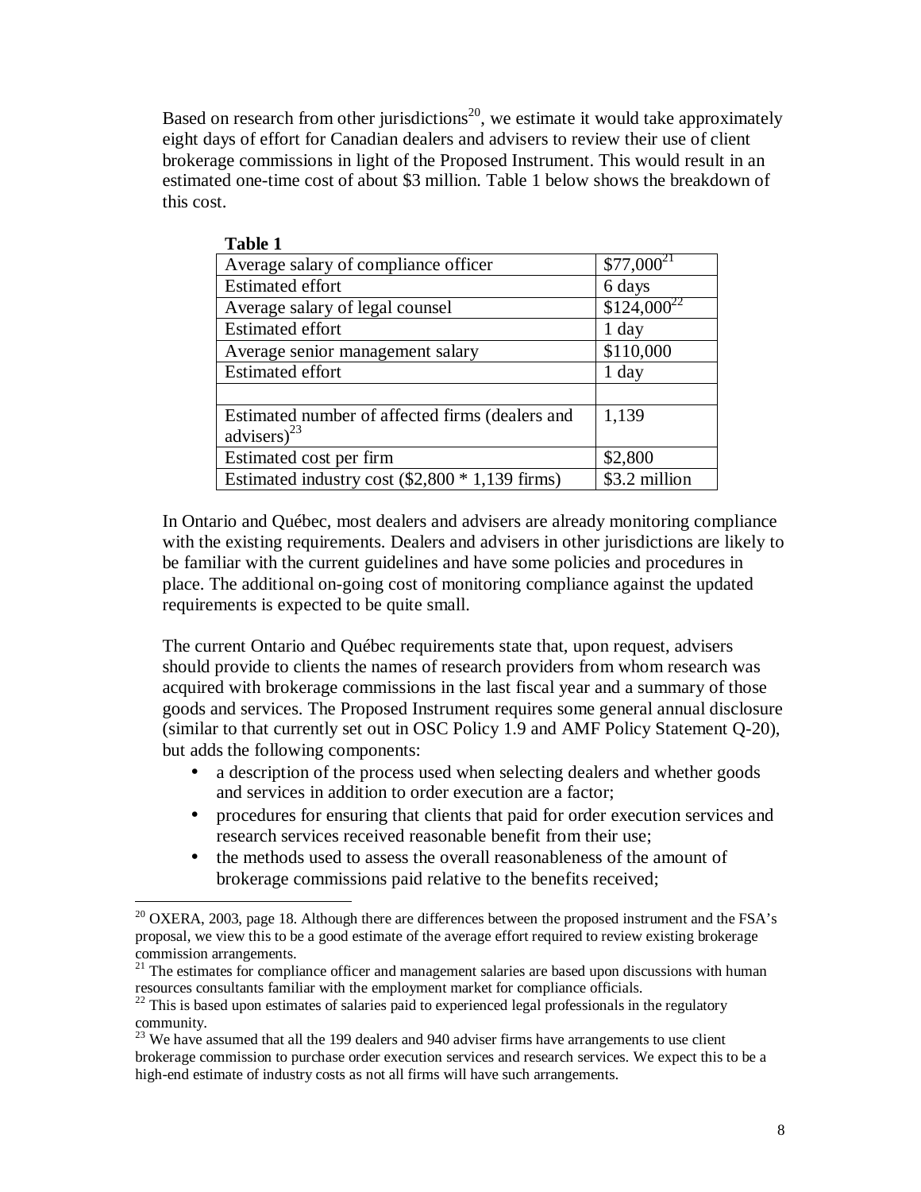Based on research from other jurisdictions[20], we estimate it would take approximately eight days of effort for Canadian dealers and advisers to review their use of client brokerage commissions in light of the Proposed Instrument. This would result in an estimated one-time cost of about $3 million. Table 1 below shows the breakdown of this cost.

**Table 1**

| | |
|---|---|
| Average salary of compliance officer | $77,000[21] |
| Estimated effort | 6 days |
| Average salary of legal counsel | $124,000[22] |
| Estimated effort | 1 day |
| Average senior management salary | $110,000 |
| Estimated effort | 1 day |
| | |
| Estimated number of affected firms (dealers and advisers)[23] | 1,139 |
| Estimated cost per firm | $2,800 |
| Estimated industry cost ($2,800 * 1,139 firms) | $3.2 million |

In Ontario and Québec, most dealers and advisers are already monitoring compliance with the existing requirements. Dealers and advisers in other jurisdictions are likely to be familiar with the current guidelines and have some policies and procedures in place. The additional on-going cost of monitoring compliance against the updated requirements is expected to be quite small.

The current Ontario and Québec requirements state that, upon request, advisers should provide to clients the names of research providers from whom research was acquired with brokerage commissions in the last fiscal year and a summary of those goods and services. The Proposed Instrument requires some general annual disclosure (similar to that currently set out in OSC Policy 1.9 and AMF Policy Statement Q-20), but adds the following components:

- a description of the process used when selecting dealers and whether goods and services in addition to order execution are a factor;
- procedures for ensuring that clients that paid for order execution services and research services received reasonable benefit from their use;
- the methods used to assess the overall reasonableness of the amount of brokerage commissions paid relative to the benefits received;

[20] OXERA, 2003, page 18. Although there are differences between the proposed instrument and the FSA's proposal, we view this to be a good estimate of the average effort required to review existing brokerage commission arrangements.

[21] The estimates for compliance officer and management salaries are based upon discussions with human resources consultants familiar with the employment market for compliance officials.

[22] This is based upon estimates of salaries paid to experienced legal professionals in the regulatory community.

[23] We have assumed that all the 199 dealers and 940 adviser firms have arrangements to use client brokerage commission to purchase order execution services and research services. We expect this to be a high-end estimate of industry costs as not all firms will have such arrangements.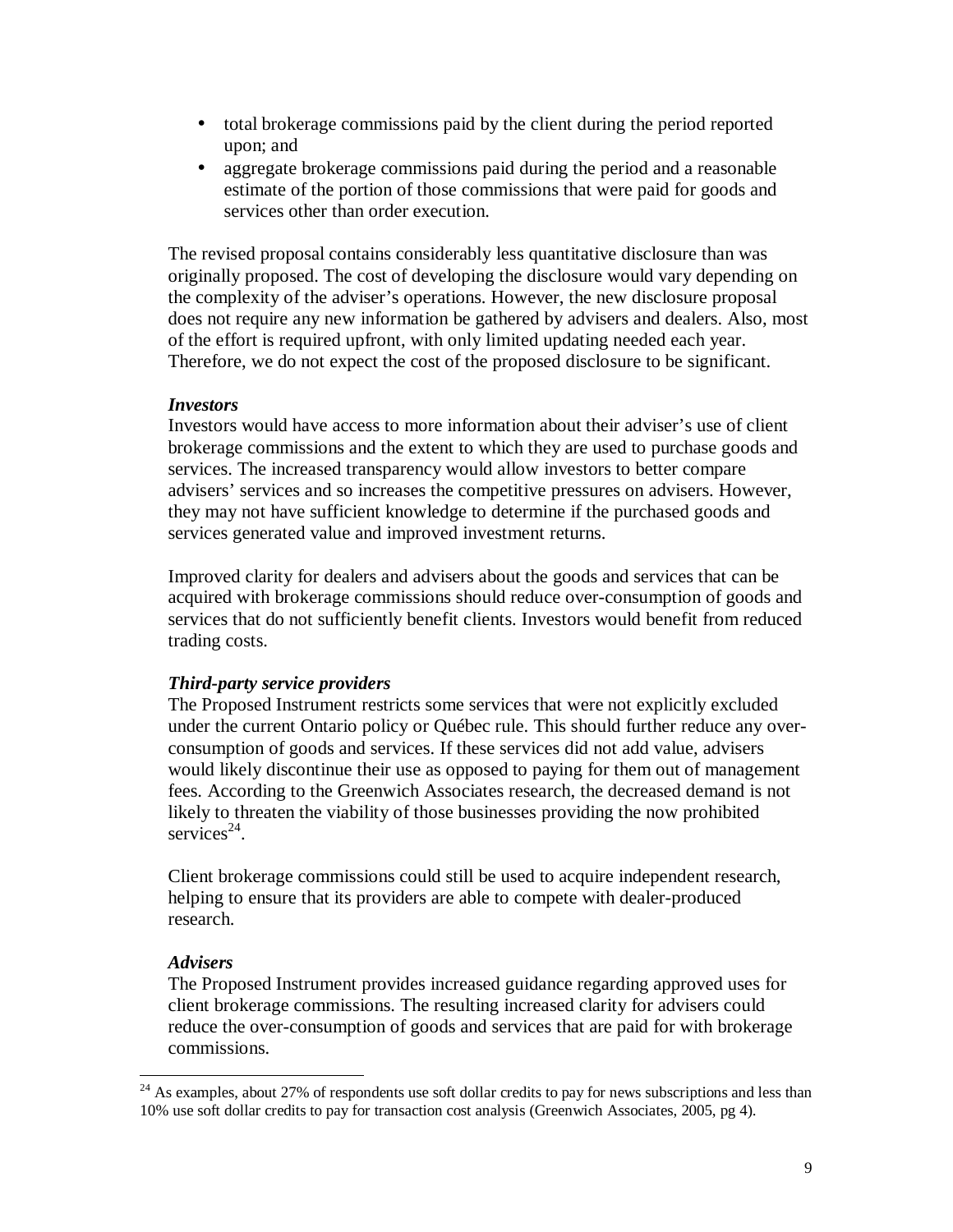- total brokerage commissions paid by the client during the period reported upon; and
- aggregate brokerage commissions paid during the period and a reasonable estimate of the portion of those commissions that were paid for goods and services other than order execution.

The revised proposal contains considerably less quantitative disclosure than was originally proposed. The cost of developing the disclosure would vary depending on the complexity of the adviser's operations. However, the new disclosure proposal does not require any new information be gathered by advisers and dealers. Also, most of the effort is required upfront, with only limited updating needed each year. Therefore, we do not expect the cost of the proposed disclosure to be significant.

***Investors***

Investors would have access to more information about their adviser's use of client brokerage commissions and the extent to which they are used to purchase goods and services. The increased transparency would allow investors to better compare advisers' services and so increases the competitive pressures on advisers. However, they may not have sufficient knowledge to determine if the purchased goods and services generated value and improved investment returns.

Improved clarity for dealers and advisers about the goods and services that can be acquired with brokerage commissions should reduce over-consumption of goods and services that do not sufficiently benefit clients. Investors would benefit from reduced trading costs.

***Third-party service providers***

The Proposed Instrument restricts some services that were not explicitly excluded under the current Ontario policy or Québec rule. This should further reduce any over-consumption of goods and services. If these services did not add value, advisers would likely discontinue their use as opposed to paying for them out of management fees. According to the Greenwich Associates research, the decreased demand is not likely to threaten the viability of those businesses providing the now prohibited services[24].

Client brokerage commissions could still be used to acquire independent research, helping to ensure that its providers are able to compete with dealer-produced research.

***Advisers***

The Proposed Instrument provides increased guidance regarding approved uses for client brokerage commissions. The resulting increased clarity for advisers could reduce the over-consumption of goods and services that are paid for with brokerage commissions.

---

[24] As examples, about 27% of respondents use soft dollar credits to pay for news subscriptions and less than 10% use soft dollar credits to pay for transaction cost analysis (Greenwich Associates, 2005, pg 4).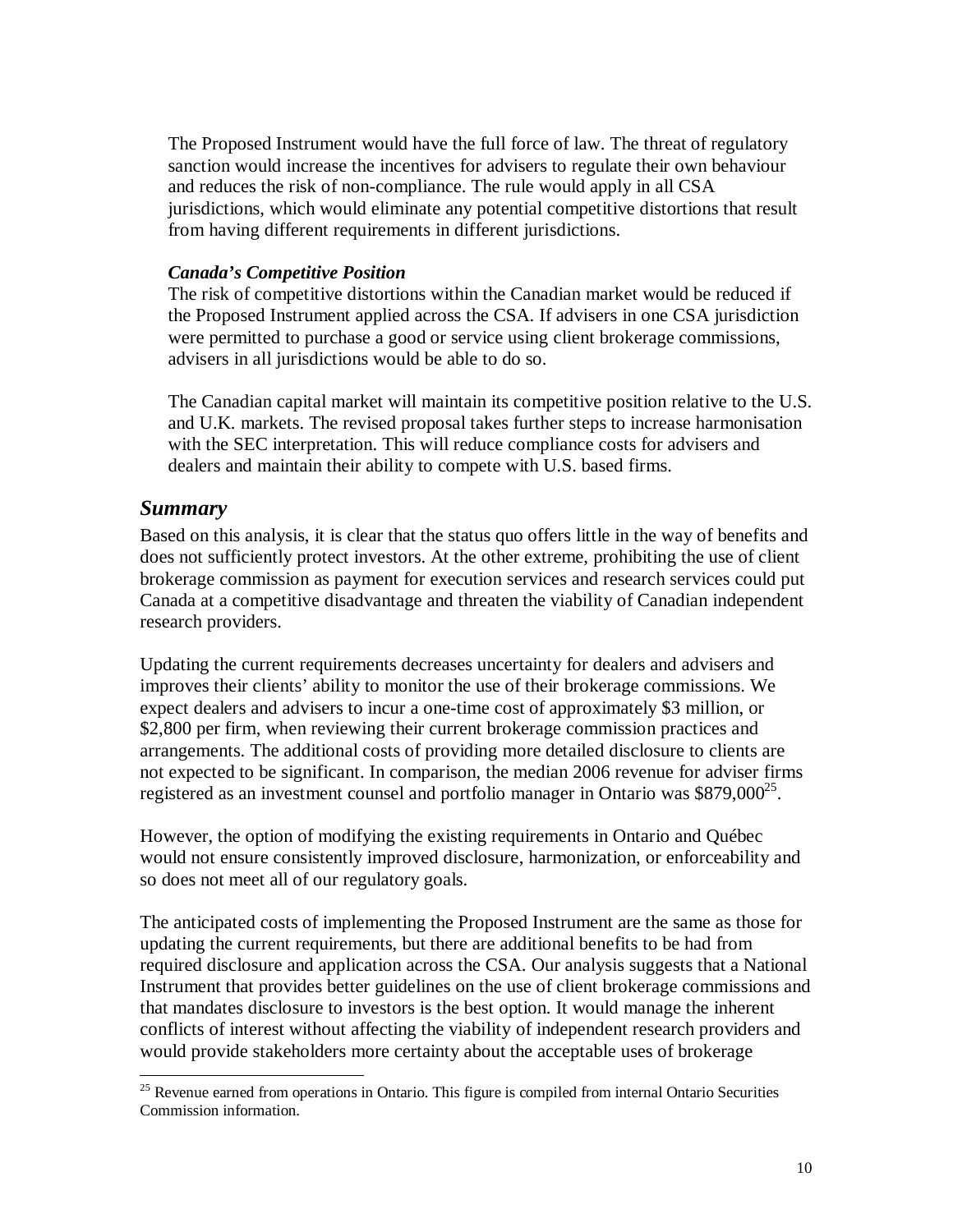The Proposed Instrument would have the full force of law. The threat of regulatory sanction would increase the incentives for advisers to regulate their own behaviour and reduces the risk of non-compliance. The rule would apply in all CSA jurisdictions, which would eliminate any potential competitive distortions that result from having different requirements in different jurisdictions.

***Canada's Competitive Position***

The risk of competitive distortions within the Canadian market would be reduced if the Proposed Instrument applied across the CSA. If advisers in one CSA jurisdiction were permitted to purchase a good or service using client brokerage commissions, advisers in all jurisdictions would be able to do so.

The Canadian capital market will maintain its competitive position relative to the U.S. and U.K. markets. The revised proposal takes further steps to increase harmonisation with the SEC interpretation. This will reduce compliance costs for advisers and dealers and maintain their ability to compete with U.S. based firms.

## *Summary*

Based on this analysis, it is clear that the status quo offers little in the way of benefits and does not sufficiently protect investors. At the other extreme, prohibiting the use of client brokerage commission as payment for execution services and research services could put Canada at a competitive disadvantage and threaten the viability of Canadian independent research providers.

Updating the current requirements decreases uncertainty for dealers and advisers and improves their clients' ability to monitor the use of their brokerage commissions. We expect dealers and advisers to incur a one-time cost of approximately $3 million, or $2,800 per firm, when reviewing their current brokerage commission practices and arrangements. The additional costs of providing more detailed disclosure to clients are not expected to be significant. In comparison, the median 2006 revenue for adviser firms registered as an investment counsel and portfolio manager in Ontario was $879,000[25].

However, the option of modifying the existing requirements in Ontario and Québec would not ensure consistently improved disclosure, harmonization, or enforceability and so does not meet all of our regulatory goals.

The anticipated costs of implementing the Proposed Instrument are the same as those for updating the current requirements, but there are additional benefits to be had from required disclosure and application across the CSA. Our analysis suggests that a National Instrument that provides better guidelines on the use of client brokerage commissions and that mandates disclosure to investors is the best option. It would manage the inherent conflicts of interest without affecting the viability of independent research providers and would provide stakeholders more certainty about the acceptable uses of brokerage

[25] Revenue earned from operations in Ontario. This figure is compiled from internal Ontario Securities Commission information.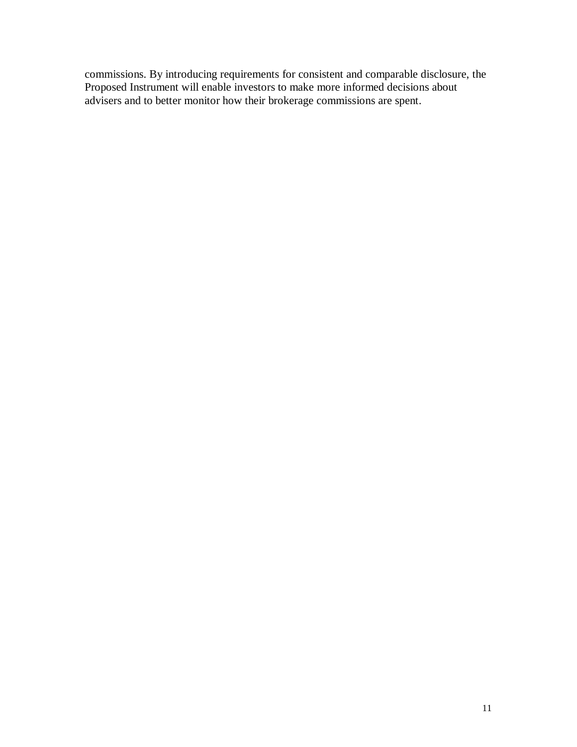commissions. By introducing requirements for consistent and comparable disclosure, the Proposed Instrument will enable investors to make more informed decisions about advisers and to better monitor how their brokerage commissions are spent.